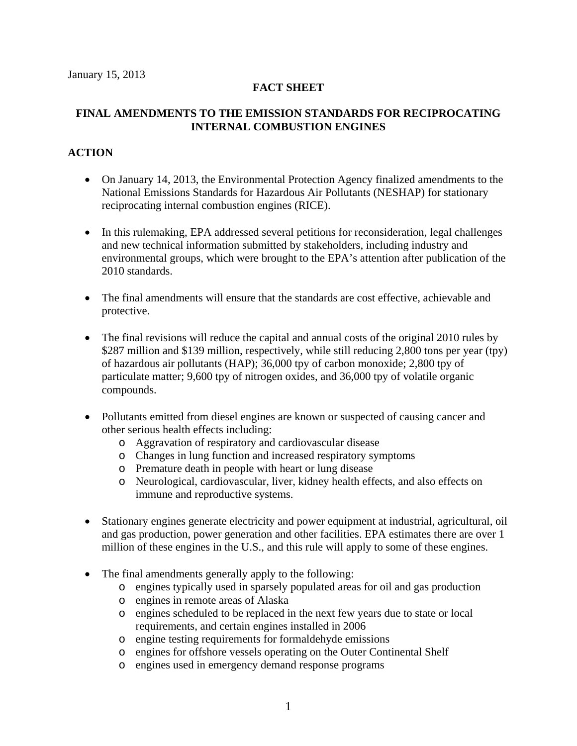January 15, 2013

**FACT SHEET**

# FINAL AMENDMENTS TO THE EMISSION STANDARDS FOR RECIPROCATING INTERNAL COMBUSTION ENGINES

## ACTION

- On January 14, 2013, the Environmental Protection Agency finalized amendments to the National Emissions Standards for Hazardous Air Pollutants (NESHAP) for stationary reciprocating internal combustion engines (RICE).

- In this rulemaking, EPA addressed several petitions for reconsideration, legal challenges and new technical information submitted by stakeholders, including industry and environmental groups, which were brought to the EPA's attention after publication of the 2010 standards.

- The final amendments will ensure that the standards are cost effective, achievable and protective.

- The final revisions will reduce the capital and annual costs of the original 2010 rules by $287 million and $139 million, respectively, while still reducing 2,800 tons per year (tpy) of hazardous air pollutants (HAP); 36,000 tpy of carbon monoxide; 2,800 tpy of particulate matter; 9,600 tpy of nitrogen oxides, and 36,000 tpy of volatile organic compounds.

- Pollutants emitted from diesel engines are known or suspected of causing cancer and other serious health effects including:
  - Aggravation of respiratory and cardiovascular disease
  - Changes in lung function and increased respiratory symptoms
  - Premature death in people with heart or lung disease
  - Neurological, cardiovascular, liver, kidney health effects, and also effects on immune and reproductive systems.

- Stationary engines generate electricity and power equipment at industrial, agricultural, oil and gas production, power generation and other facilities. EPA estimates there are over 1 million of these engines in the U.S., and this rule will apply to some of these engines.

- The final amendments generally apply to the following:
  - engines typically used in sparsely populated areas for oil and gas production
  - engines in remote areas of Alaska
  - engines scheduled to be replaced in the next few years due to state or local requirements, and certain engines installed in 2006
  - engine testing requirements for formaldehyde emissions
  - engines for offshore vessels operating on the Outer Continental Shelf
  - engines used in emergency demand response programs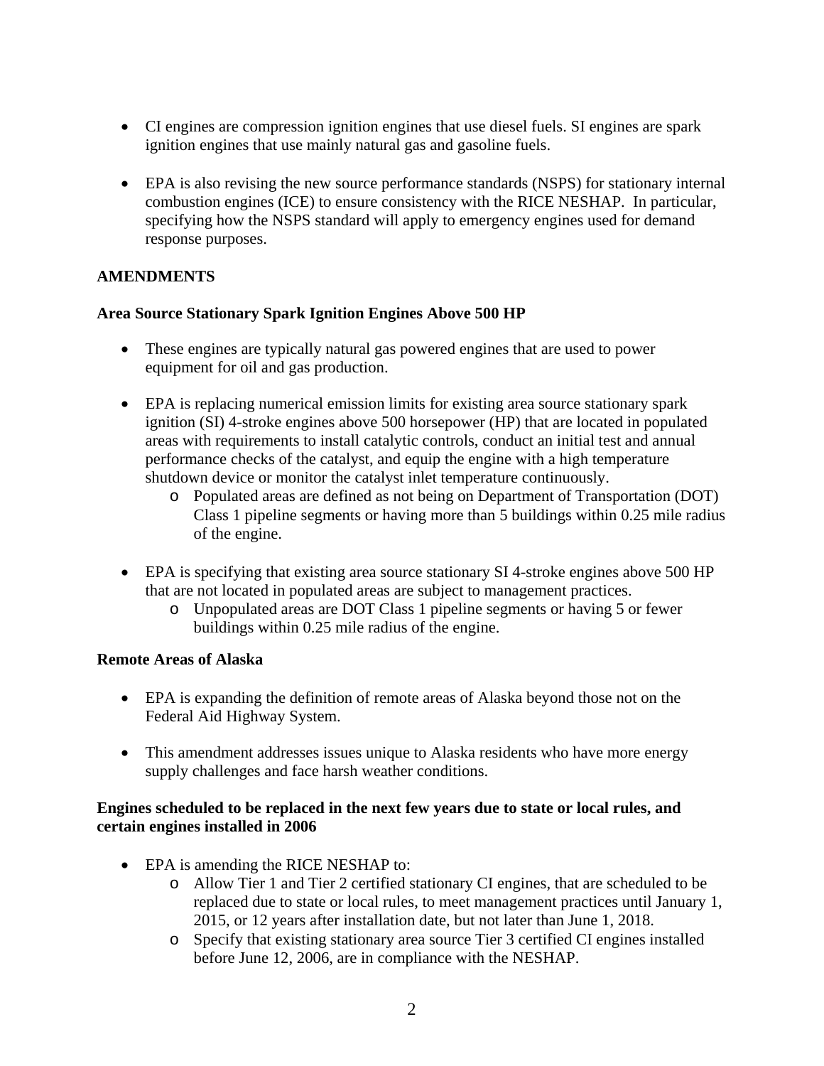- CI engines are compression ignition engines that use diesel fuels. SI engines are spark ignition engines that use mainly natural gas and gasoline fuels.

- EPA is also revising the new source performance standards (NSPS) for stationary internal combustion engines (ICE) to ensure consistency with the RICE NESHAP. In particular, specifying how the NSPS standard will apply to emergency engines used for demand response purposes.

**AMENDMENTS**

**Area Source Stationary Spark Ignition Engines Above 500 HP**

- These engines are typically natural gas powered engines that are used to power equipment for oil and gas production.

- EPA is replacing numerical emission limits for existing area source stationary spark ignition (SI) 4-stroke engines above 500 horsepower (HP) that are located in populated areas with requirements to install catalytic controls, conduct an initial test and annual performance checks of the catalyst, and equip the engine with a high temperature shutdown device or monitor the catalyst inlet temperature continuously.
  - Populated areas are defined as not being on Department of Transportation (DOT) Class 1 pipeline segments or having more than 5 buildings within 0.25 mile radius of the engine.

- EPA is specifying that existing area source stationary SI 4-stroke engines above 500 HP that are not located in populated areas are subject to management practices.
  - Unpopulated areas are DOT Class 1 pipeline segments or having 5 or fewer buildings within 0.25 mile radius of the engine.

**Remote Areas of Alaska**

- EPA is expanding the definition of remote areas of Alaska beyond those not on the Federal Aid Highway System.

- This amendment addresses issues unique to Alaska residents who have more energy supply challenges and face harsh weather conditions.

**Engines scheduled to be replaced in the next few years due to state or local rules, and certain engines installed in 2006**

- EPA is amending the RICE NESHAP to:
  - Allow Tier 1 and Tier 2 certified stationary CI engines, that are scheduled to be replaced due to state or local rules, to meet management practices until January 1, 2015, or 12 years after installation date, but not later than June 1, 2018.
  - Specify that existing stationary area source Tier 3 certified CI engines installed before June 12, 2006, are in compliance with the NESHAP.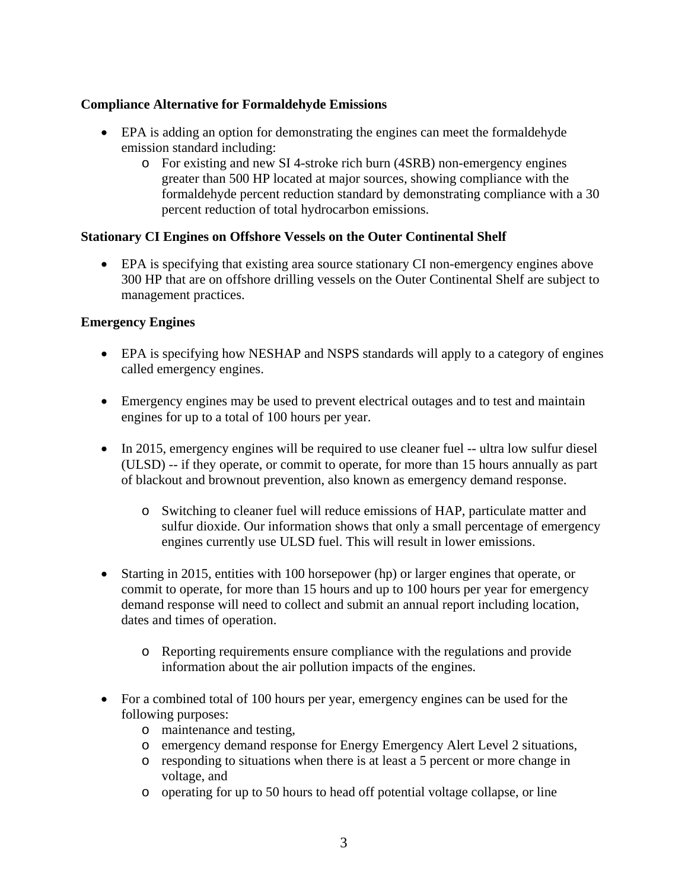**Compliance Alternative for Formaldehyde Emissions**

- EPA is adding an option for demonstrating the engines can meet the formaldehyde emission standard including:
    - For existing and new SI 4-stroke rich burn (4SRB) non-emergency engines greater than 500 HP located at major sources, showing compliance with the formaldehyde percent reduction standard by demonstrating compliance with a 30 percent reduction of total hydrocarbon emissions.

**Stationary CI Engines on Offshore Vessels on the Outer Continental Shelf**

- EPA is specifying that existing area source stationary CI non-emergency engines above 300 HP that are on offshore drilling vessels on the Outer Continental Shelf are subject to management practices.

**Emergency Engines**

- EPA is specifying how NESHAP and NSPS standards will apply to a category of engines called emergency engines.

- Emergency engines may be used to prevent electrical outages and to test and maintain engines for up to a total of 100 hours per year.

- In 2015, emergency engines will be required to use cleaner fuel -- ultra low sulfur diesel (ULSD) -- if they operate, or commit to operate, for more than 15 hours annually as part of blackout and brownout prevention, also known as emergency demand response.

    - Switching to cleaner fuel will reduce emissions of HAP, particulate matter and sulfur dioxide. Our information shows that only a small percentage of emergency engines currently use ULSD fuel. This will result in lower emissions.

- Starting in 2015, entities with 100 horsepower (hp) or larger engines that operate, or commit to operate, for more than 15 hours and up to 100 hours per year for emergency demand response will need to collect and submit an annual report including location, dates and times of operation.

    - Reporting requirements ensure compliance with the regulations and provide information about the air pollution impacts of the engines.

- For a combined total of 100 hours per year, emergency engines can be used for the following purposes:
    - maintenance and testing,
    - emergency demand response for Energy Emergency Alert Level 2 situations,
    - responding to situations when there is at least a 5 percent or more change in voltage, and
    - operating for up to 50 hours to head off potential voltage collapse, or line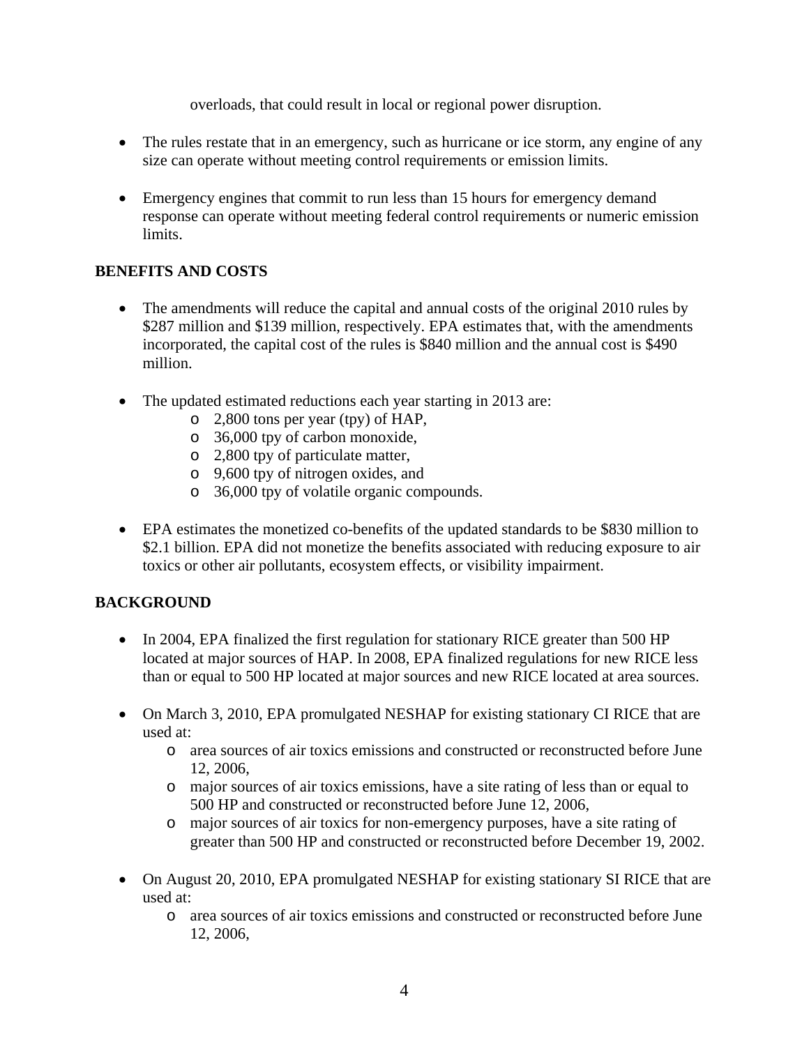overloads, that could result in local or regional power disruption.

- The rules restate that in an emergency, such as hurricane or ice storm, any engine of any size can operate without meeting control requirements or emission limits.

- Emergency engines that commit to run less than 15 hours for emergency demand response can operate without meeting federal control requirements or numeric emission limits.

**BENEFITS AND COSTS**

- The amendments will reduce the capital and annual costs of the original 2010 rules by $287 million and $139 million, respectively. EPA estimates that, with the amendments incorporated, the capital cost of the rules is $840 million and the annual cost is $490 million.

- The updated estimated reductions each year starting in 2013 are:
  - 2,800 tons per year (tpy) of HAP,
  - 36,000 tpy of carbon monoxide,
  - 2,800 tpy of particulate matter,
  - 9,600 tpy of nitrogen oxides, and
  - 36,000 tpy of volatile organic compounds.

- EPA estimates the monetized co-benefits of the updated standards to be $830 million to $2.1 billion. EPA did not monetize the benefits associated with reducing exposure to air toxics or other air pollutants, ecosystem effects, or visibility impairment.

**BACKGROUND**

- In 2004, EPA finalized the first regulation for stationary RICE greater than 500 HP located at major sources of HAP. In 2008, EPA finalized regulations for new RICE less than or equal to 500 HP located at major sources and new RICE located at area sources.

- On March 3, 2010, EPA promulgated NESHAP for existing stationary CI RICE that are used at:
  - area sources of air toxics emissions and constructed or reconstructed before June 12, 2006,
  - major sources of air toxics emissions, have a site rating of less than or equal to 500 HP and constructed or reconstructed before June 12, 2006,
  - major sources of air toxics for non-emergency purposes, have a site rating of greater than 500 HP and constructed or reconstructed before December 19, 2002.

- On August 20, 2010, EPA promulgated NESHAP for existing stationary SI RICE that are used at:
  - area sources of air toxics emissions and constructed or reconstructed before June 12, 2006,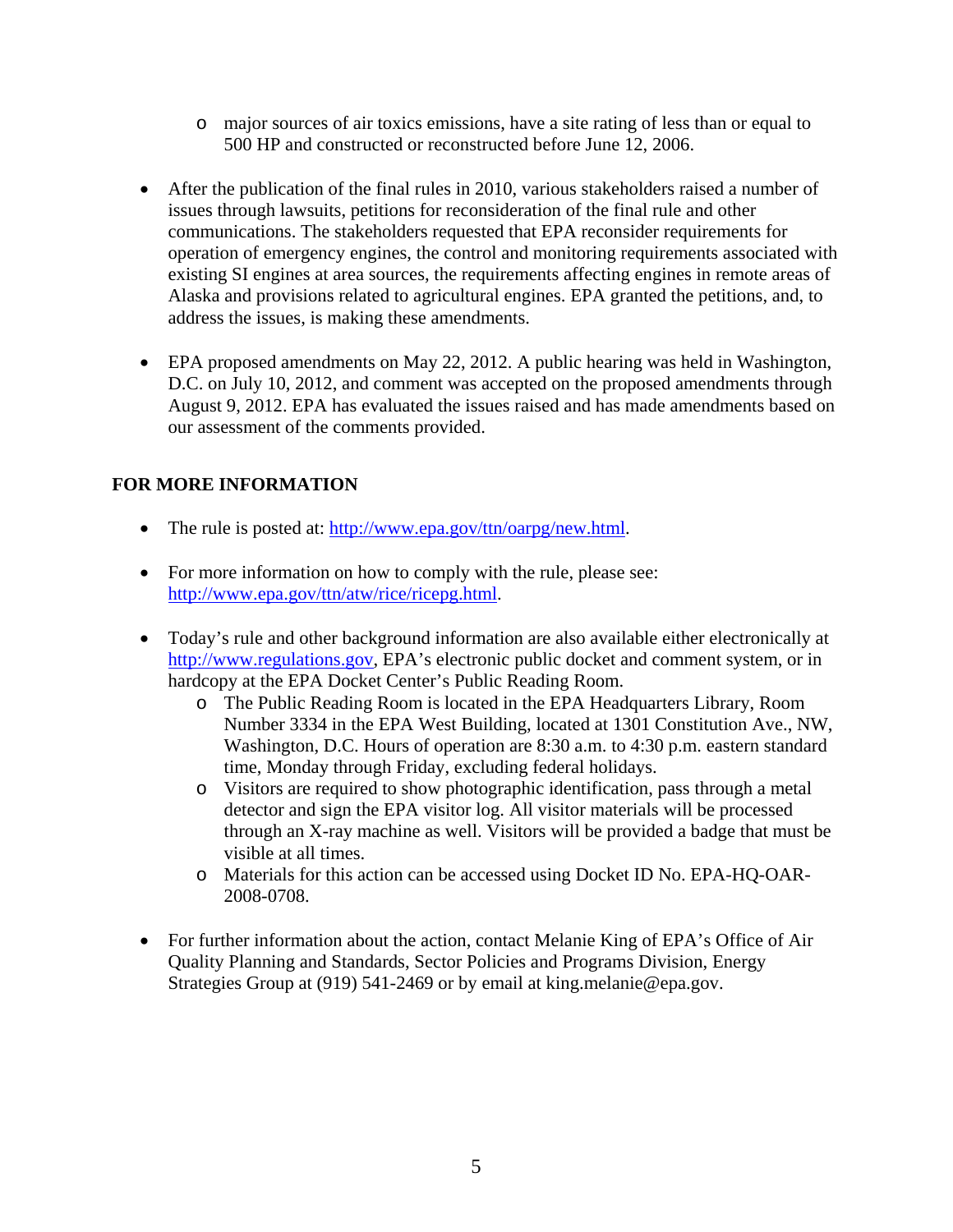- major sources of air toxics emissions, have a site rating of less than or equal to 500 HP and constructed or reconstructed before June 12, 2006.

- After the publication of the final rules in 2010, various stakeholders raised a number of issues through lawsuits, petitions for reconsideration of the final rule and other communications. The stakeholders requested that EPA reconsider requirements for operation of emergency engines, the control and monitoring requirements associated with existing SI engines at area sources, the requirements affecting engines in remote areas of Alaska and provisions related to agricultural engines. EPA granted the petitions, and, to address the issues, is making these amendments.

- EPA proposed amendments on May 22, 2012. A public hearing was held in Washington, D.C. on July 10, 2012, and comment was accepted on the proposed amendments through August 9, 2012. EPA has evaluated the issues raised and has made amendments based on our assessment of the comments provided.

## FOR MORE INFORMATION

- The rule is posted at: http://www.epa.gov/ttn/oarpg/new.html.

- For more information on how to comply with the rule, please see: http://www.epa.gov/ttn/atw/rice/ricepg.html.

- Today's rule and other background information are also available either electronically at http://www.regulations.gov, EPA's electronic public docket and comment system, or in hardcopy at the EPA Docket Center's Public Reading Room.
  - The Public Reading Room is located in the EPA Headquarters Library, Room Number 3334 in the EPA West Building, located at 1301 Constitution Ave., NW, Washington, D.C. Hours of operation are 8:30 a.m. to 4:30 p.m. eastern standard time, Monday through Friday, excluding federal holidays.
  - Visitors are required to show photographic identification, pass through a metal detector and sign the EPA visitor log. All visitor materials will be processed through an X-ray machine as well. Visitors will be provided a badge that must be visible at all times.
  - Materials for this action can be accessed using Docket ID No. EPA-HQ-OAR-2008-0708.

- For further information about the action, contact Melanie King of EPA's Office of Air Quality Planning and Standards, Sector Policies and Programs Division, Energy Strategies Group at (919) 541-2469 or by email at king.melanie@epa.gov.